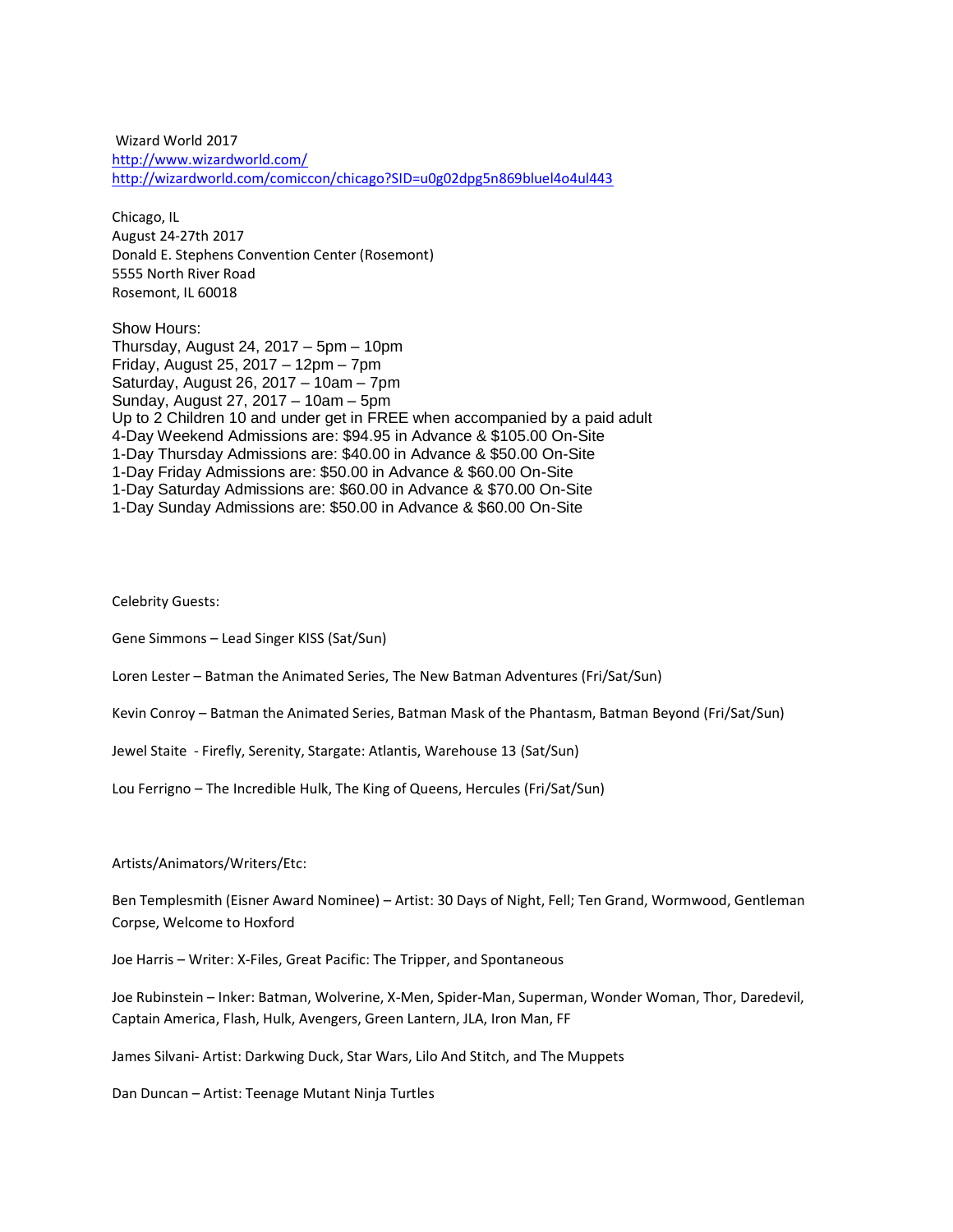Wizard World 2017

http://www.wizardworld.com/

http://wizardworld.com/comiccon/chicago?SID=u0g02dpg5n869bluel4o4ul443

Chicago, IL
August 24-27th 2017
Donald E. Stephens Convention Center (Rosemont)
5555 North River Road
Rosemont, IL 60018

Show Hours:
Thursday, August 24, 2017 – 5pm – 10pm
Friday, August 25, 2017 – 12pm – 7pm
Saturday, August 26, 2017 – 10am – 7pm
Sunday, August 27, 2017 – 10am – 5pm
Up to 2 Children 10 and under get in FREE when accompanied by a paid adult
4-Day Weekend Admissions are: $94.95 in Advance & $105.00 On-Site
1-Day Thursday Admissions are: $40.00 in Advance & $50.00 On-Site
1-Day Friday Admissions are: $50.00 in Advance & $60.00 On-Site
1-Day Saturday Admissions are: $60.00 in Advance & $70.00 On-Site
1-Day Sunday Admissions are: $50.00 in Advance & $60.00 On-Site

Celebrity Guests:

Gene Simmons – Lead Singer KISS (Sat/Sun)

Loren Lester – Batman the Animated Series, The New Batman Adventures (Fri/Sat/Sun)

Kevin Conroy – Batman the Animated Series, Batman Mask of the Phantasm, Batman Beyond (Fri/Sat/Sun)

Jewel Staite - Firefly, Serenity, Stargate: Atlantis, Warehouse 13 (Sat/Sun)

Lou Ferrigno – The Incredible Hulk, The King of Queens, Hercules (Fri/Sat/Sun)

Artists/Animators/Writers/Etc:

Ben Templesmith (Eisner Award Nominee) – Artist: 30 Days of Night, Fell; Ten Grand, Wormwood, Gentleman Corpse, Welcome to Hoxford

Joe Harris – Writer: X-Files, Great Pacific: The Tripper, and Spontaneous

Joe Rubinstein – Inker: Batman, Wolverine, X-Men, Spider-Man, Superman, Wonder Woman, Thor, Daredevil, Captain America, Flash, Hulk, Avengers, Green Lantern, JLA, Iron Man, FF

James Silvani- Artist: Darkwing Duck, Star Wars, Lilo And Stitch, and The Muppets

Dan Duncan – Artist: Teenage Mutant Ninja Turtles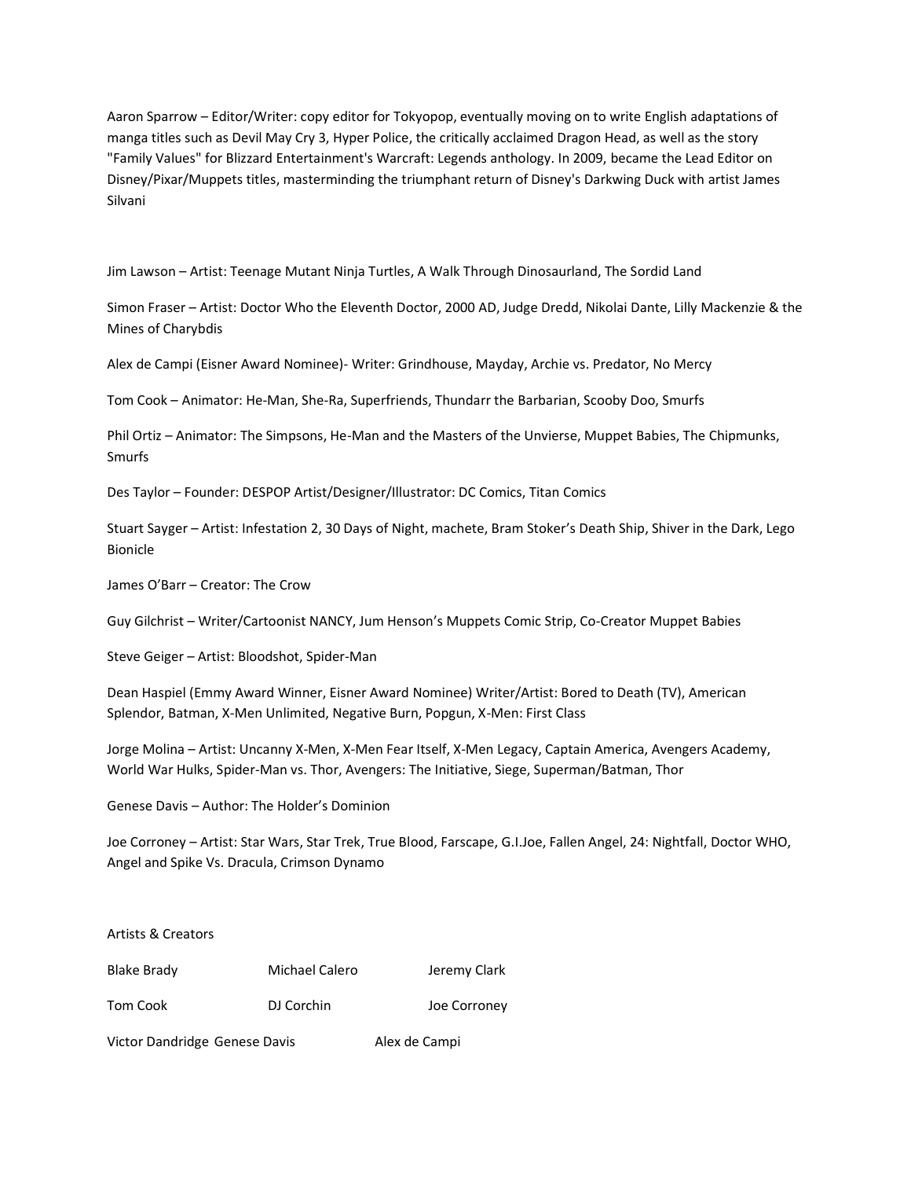Aaron Sparrow – Editor/Writer: copy editor for Tokyopop, eventually moving on to write English adaptations of manga titles such as Devil May Cry 3, Hyper Police, the critically acclaimed Dragon Head, as well as the story "Family Values" for Blizzard Entertainment's Warcraft: Legends anthology. In 2009, became the Lead Editor on Disney/Pixar/Muppets titles, masterminding the triumphant return of Disney's Darkwing Duck with artist James Silvani

Jim Lawson – Artist: Teenage Mutant Ninja Turtles, A Walk Through Dinosaurland, The Sordid Land

Simon Fraser – Artist: Doctor Who the Eleventh Doctor, 2000 AD, Judge Dredd, Nikolai Dante, Lilly Mackenzie & the Mines of Charybdis

Alex de Campi (Eisner Award Nominee)- Writer: Grindhouse, Mayday, Archie vs. Predator, No Mercy

Tom Cook – Animator: He-Man, She-Ra, Superfriends, Thundarr the Barbarian, Scooby Doo, Smurfs

Phil Ortiz – Animator: The Simpsons, He-Man and the Masters of the Unvierse, Muppet Babies, The Chipmunks, Smurfs

Des Taylor – Founder: DESPOP Artist/Designer/Illustrator: DC Comics, Titan Comics

Stuart Sayger – Artist: Infestation 2, 30 Days of Night, machete, Bram Stoker's Death Ship, Shiver in the Dark, Lego Bionicle

James O'Barr – Creator: The Crow

Guy Gilchrist – Writer/Cartoonist NANCY, Jum Henson's Muppets Comic Strip, Co-Creator Muppet Babies

Steve Geiger – Artist: Bloodshot, Spider-Man

Dean Haspiel (Emmy Award Winner, Eisner Award Nominee) Writer/Artist: Bored to Death (TV), American Splendor, Batman, X-Men Unlimited, Negative Burn, Popgun, X-Men: First Class

Jorge Molina – Artist: Uncanny X-Men, X-Men Fear Itself, X-Men Legacy, Captain America, Avengers Academy, World War Hulks, Spider-Man vs. Thor, Avengers: The Initiative, Siege, Superman/Batman, Thor

Genese Davis – Author: The Holder's Dominion

Joe Corroney – Artist: Star Wars, Star Trek, True Blood, Farscape, G.I.Joe, Fallen Angel, 24: Nightfall, Doctor WHO, Angel and Spike Vs. Dracula, Crimson Dynamo

Artists & Creators

| | | |
|---|---|---|
| Blake Brady | Michael Calero | Jeremy Clark |
| Tom Cook | DJ Corchin | Joe Corroney |
| Victor Dandridge | Genese Davis | Alex de Campi |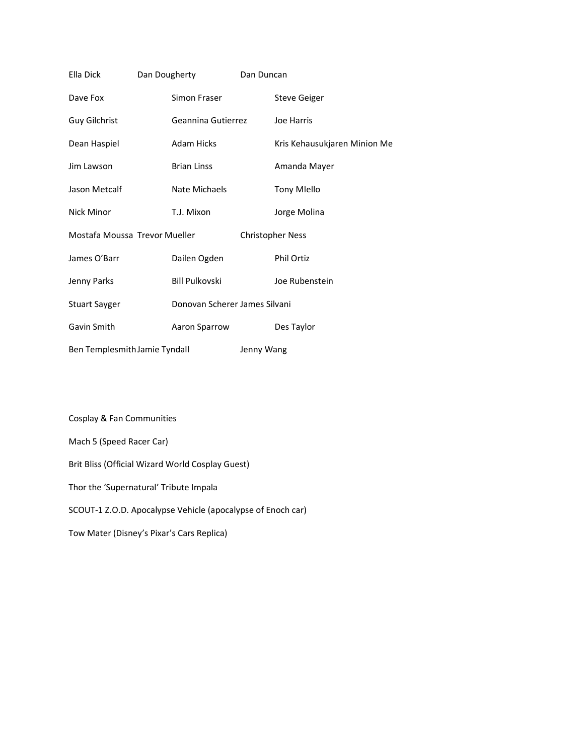| | | |
|---|---|---|
| Ella Dick | Dan Dougherty | Dan Duncan |
| Dave Fox | Simon Fraser | Steve Geiger |
| Guy Gilchrist | Geannina Gutierrez | Joe Harris |
| Dean Haspiel | Adam Hicks | Kris Kehausukjaren Minion Me |
| Jim Lawson | Brian Linss | Amanda Mayer |
| Jason Metcalf | Nate Michaels | Tony MIello |
| Nick Minor | T.J. Mixon | Jorge Molina |
| Mostafa Moussa | Trevor Mueller | Christopher Ness |
| James O'Barr | Dailen Ogden | Phil Ortiz |
| Jenny Parks | Bill Pulkovski | Joe Rubenstein |
| Stuart Sayger | Donovan Scherer | James Silvani |
| Gavin Smith | Aaron Sparrow | Des Taylor |
| Ben Templesmith | Jamie Tyndall | Jenny Wang |

Cosplay & Fan Communities

Mach 5 (Speed Racer Car)

Brit Bliss (Official Wizard World Cosplay Guest)

Thor the 'Supernatural' Tribute Impala

SCOUT-1 Z.O.D. Apocalypse Vehicle (apocalypse of Enoch car)

Tow Mater (Disney's Pixar's Cars Replica)